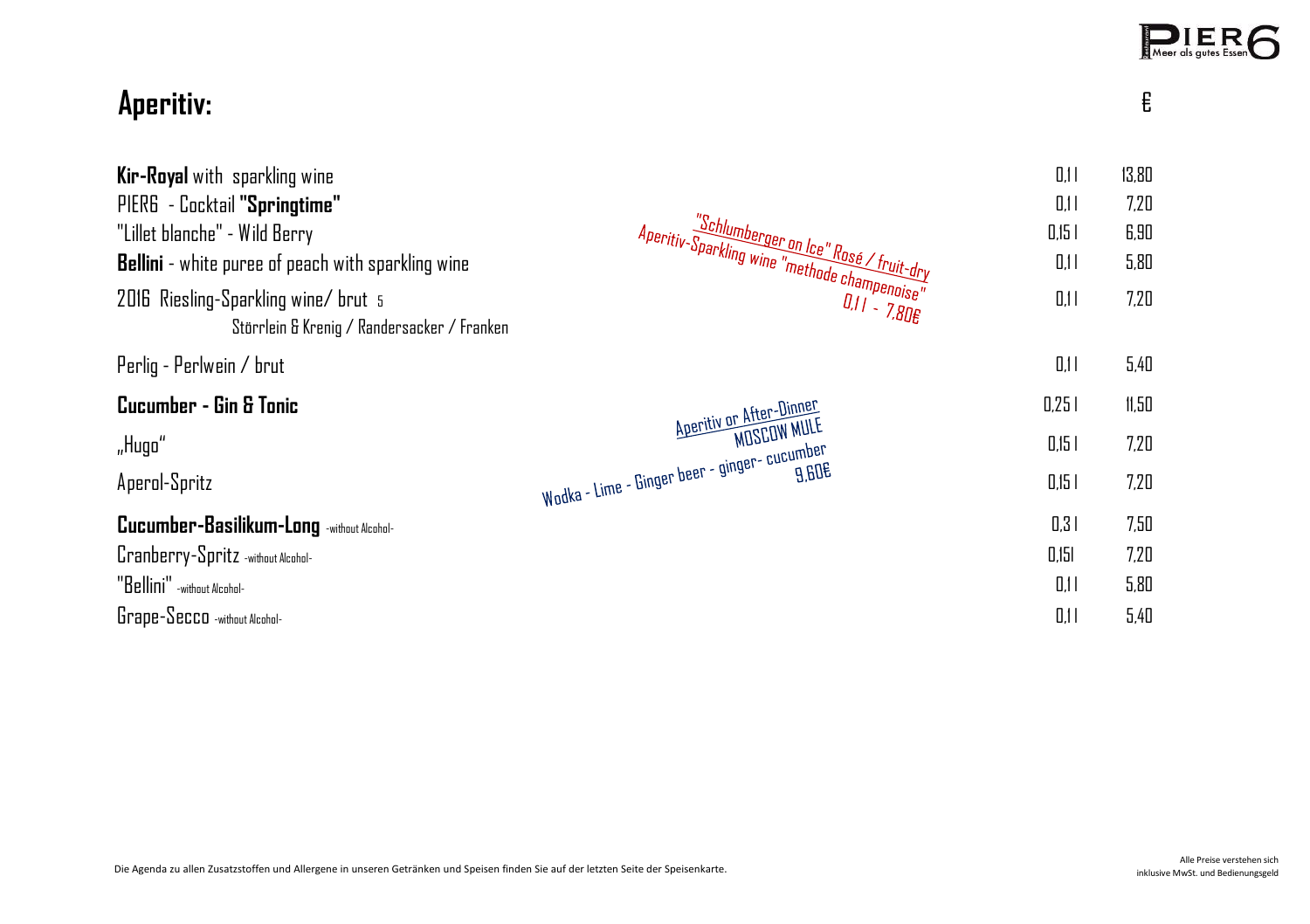# Aperitiv:

| | | € |
|---|---|---|
| **Kir-Royal** with sparkling wine | 0,1 l | 13,80 |
| PIER6 - Cocktail **"Springtime"** | 0,1 l | 7,20 |
| "Lillet blanche" - Wild Berry | 0,15 l | 6,90 |
| **Bellini** - white puree of peach with sparkling wine | 0,1 l | 5,80 |
| 2016 Riesling-Sparkling wine/ brut 5<br>Störrlein & Krenig / Randersacker / Franken | 0,1 l | 7,20 |
| Perlig - Perlwein / brut | 0,1 l | 5,40 |
| **Cucumber - Gin & Tonic** | 0,25 l | 11,50 |
| „Hugo" | 0,15 l | 7,20 |
| Aperol-Spritz | 0,15 l | 7,20 |
| **Cucumber-Basilikum-Long** -without Alcohol- | 0,3 l | 7,50 |
| Cranberry-Spritz -without Alcohol- | 0,15l | 7,20 |
| "Bellini" -without Alcohol- | 0,1 l | 5,80 |
| Grape-Secco -without Alcohol- | 0,1 l | 5,40 |

"Schlumberger on Ice" Rosé / fruit-dry
Aperitiv-Sparkling wine "methode champenoise"
0,1 l - 7,80€

Aperitiv or After-Dinner
MOSCOW MULE
Wodka - Lime - Ginger beer - ginger- cucumber
9,60€

Die Agenda zu allen Zusatzstoffen und Allergene in unseren Getränken und Speisen finden Sie auf der letzten Seite der Speisenkarte.

Alle Preise verstehen sich inklusive MwSt. und Bedienungsgeld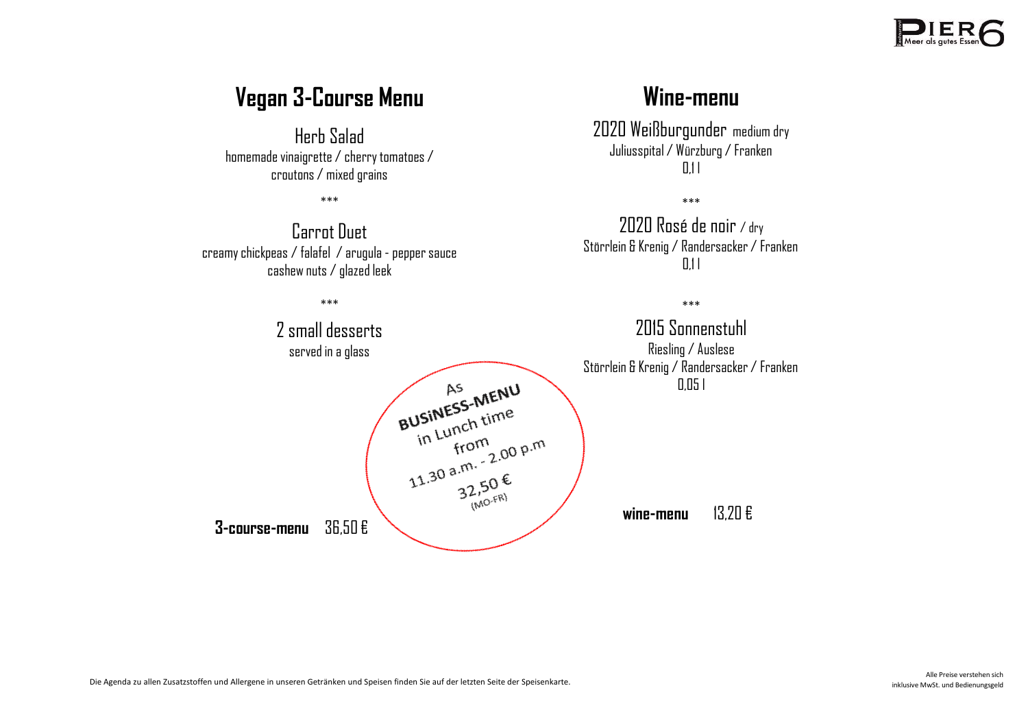# Vegan 3-Course Menu

### Herb Salad

homemade vinaigrette / cherry tomatoes / croutons / mixed grains

\*\*\*

### Carrot Duet

creamy chickpeas / falafel / arugula - pepper sauce cashew nuts / glazed leek

\*\*\*

### 2 small desserts

served in a glass

As BUSiNESS-MENU in Lunch time from 11.30 a.m. - 2.00 p.m 32,50 € (MO-FR)

**3-course-menu** 36,50 €

# Wine-menu

### 2020 Weißburgunder medium dry

Juliusspital / Würzburg / Franken
0,1 l

\*\*\*

### 2020 Rosé de noir / dry

Störrlein & Krenig / Randersacker / Franken
0,1 l

\*\*\*

### 2015 Sonnenstuhl

Riesling / Auslese
Störrlein & Krenig / Randersacker / Franken
0,05 l

**wine-menu** 13,20 €

Die Agenda zu allen Zusatzstoffen und Allergene in unseren Getränken und Speisen finden Sie auf der letzten Seite der Speisenkarte.

Alle Preise verstehen sich inklusive MwSt. und Bedienungsgeld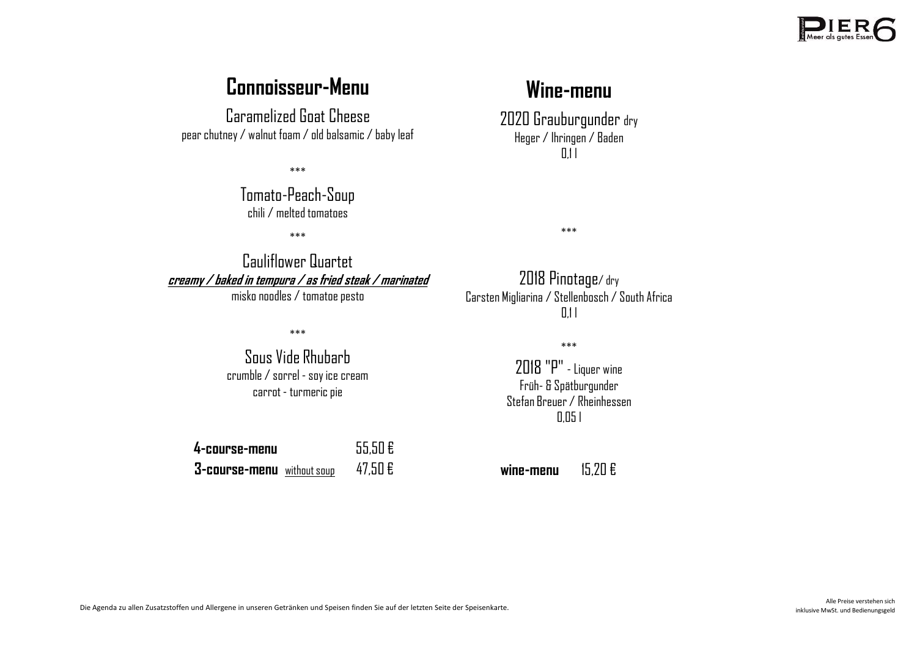## Connoisseur-Menu

Caramelized Goat Cheese
pear chutney / walnut foam / old balsamic / baby leaf

\*\*\*

Tomato-Peach-Soup
chili / melted tomatoes

\*\*\*

Cauliflower Quartet
***creamy / baked in tempura / as fried steak / marinated***
misko noodles / tomatoe pesto

\*\*\*

Sous Vide Rhubarb
crumble / sorrel - soy ice cream
carrot - turmeric pie

| | | |
|---|---|---|
| **4-course-menu** | | 55,50 € |
| **3-course-menu** | without soup | 47,50 € |

## Wine-menu

2020 Grauburgunder dry
Heger / Ihringen / Baden
0,1 l

\*\*\*

2018 Pinotage/ dry
Carsten Migliarina / Stellenbosch / South Africa
0,1 l

\*\*\*

2018 "P" - Liquer wine
Früh- & Spätburgunder
Stefan Breuer / Rheinhessen
0,05 l

**wine-menu** 15,20 €

Die Agenda zu allen Zusatzstoffen und Allergene in unseren Getränken und Speisen finden Sie auf der letzten Seite der Speisenkarte.

Alle Preise verstehen sich inklusive MwSt. und Bedienungsgeld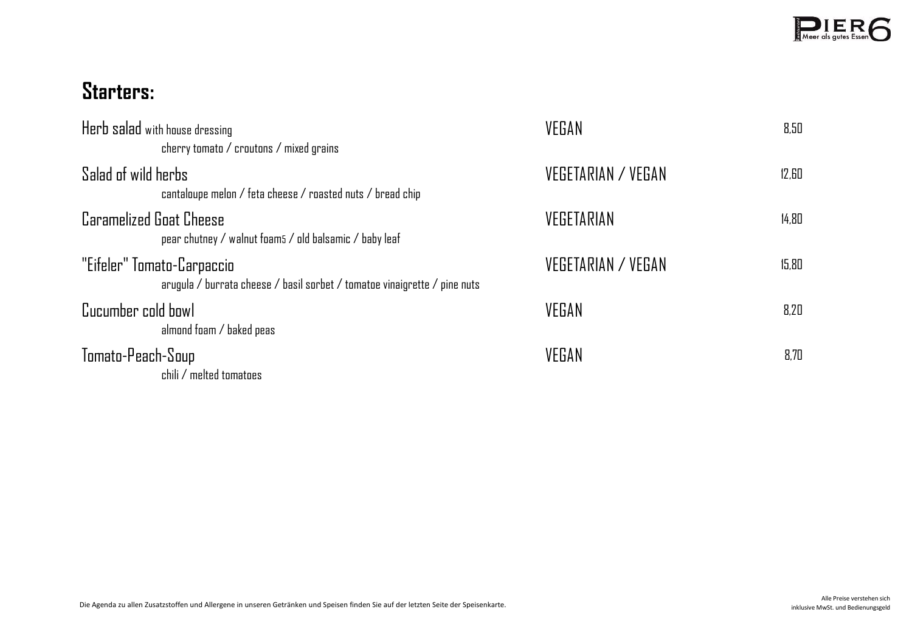## Starters:

| Dish | | Price |
|---|---|---|
| **Herb salad** with house dressing<br>cherry tomato / croutons / mixed grains | VEGAN | 8,50 |
| Salad of wild herbs<br>cantaloupe melon / feta cheese / roasted nuts / bread chip | VEGETARIAN / VEGAN | 12,60 |
| Caramelized Goat Cheese<br>pear chutney / walnut foam5 / old balsamic / baby leaf | VEGETARIAN | 14,80 |
| "Eifeler" Tomato-Carpaccio<br>arugula / burrata cheese / basil sorbet / tomatoe vinaigrette / pine nuts | VEGETARIAN / VEGAN | 15,80 |
| Cucumber cold bowl<br>almond foam / baked peas | VEGAN | 8,20 |
| Tomato-Peach-Soup<br>chili / melted tomatoes | VEGAN | 8,70 |

Die Agenda zu allen Zusatzstoffen und Allergene in unseren Getränken und Speisen finden Sie auf der letzten Seite der Speisenkarte.

Alle Preise verstehen sich inklusive MwSt. und Bedienungsgeld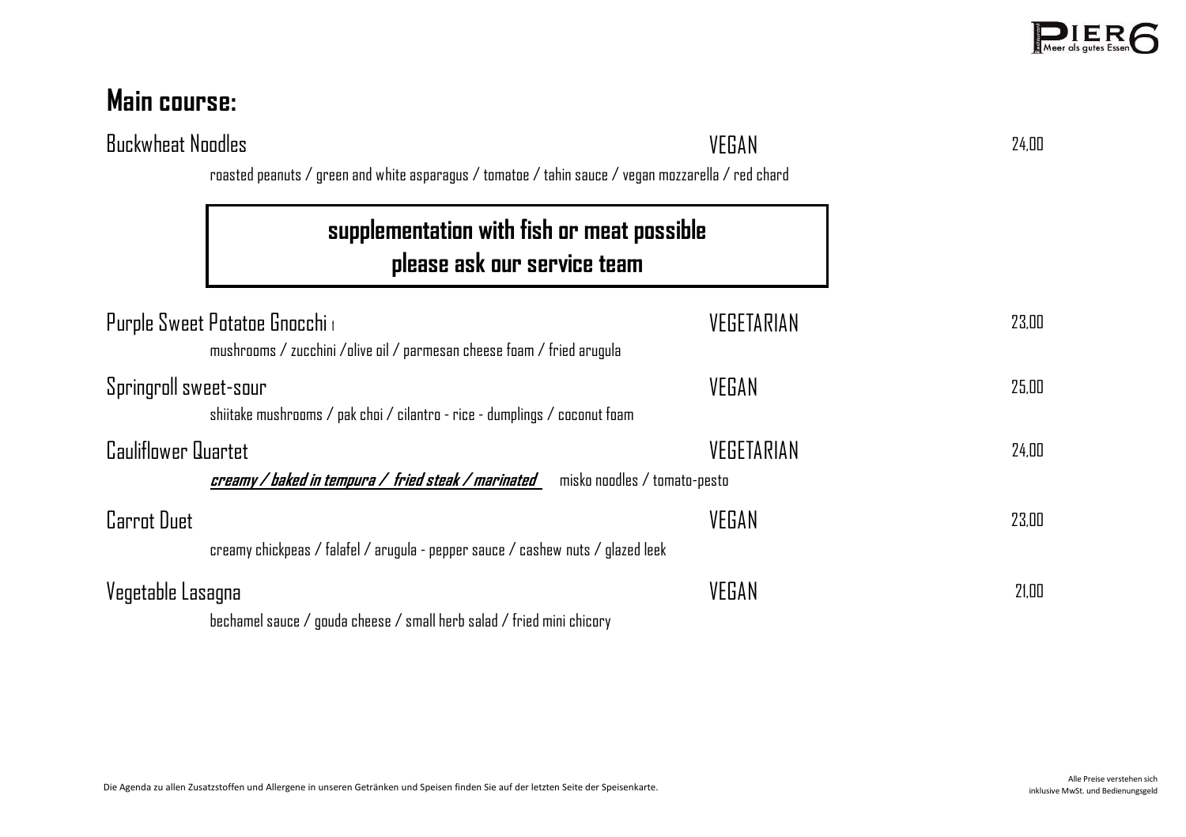## Main course:

**Buckwheat Noodles** VEGAN 24,00

roasted peanuts / green and white asparagus / tomatoe / tahin sauce / vegan mozzarella / red chard

> **supplementation with fish or meat possible**
> **please ask our service team**

**Purple Sweet Potatoe Gnocchi** 1 VEGETARIAN 23,00

mushrooms / zucchini /olive oil / parmesan cheese foam / fried arugula

**Springroll sweet-sour** VEGAN 25,00

shiitake mushrooms / pak choi / cilantro - rice - dumplings / coconut foam

**Cauliflower Quartet** VEGETARIAN 24,00

***creamy / baked in tempura / fried steak / marinated*** misko noodles / tomato-pesto

**Carrot Duet** VEGAN 23,00

creamy chickpeas / falafel / arugula - pepper sauce / cashew nuts / glazed leek

**Vegetable Lasagna** VEGAN 21,00

bechamel sauce / gouda cheese / small herb salad / fried mini chicory

Die Agenda zu allen Zusatzstoffen und Allergene in unseren Getränken und Speisen finden Sie auf der letzten Seite der Speisenkarte.

Alle Preise verstehen sich inklusive MwSt. und Bedienungsgeld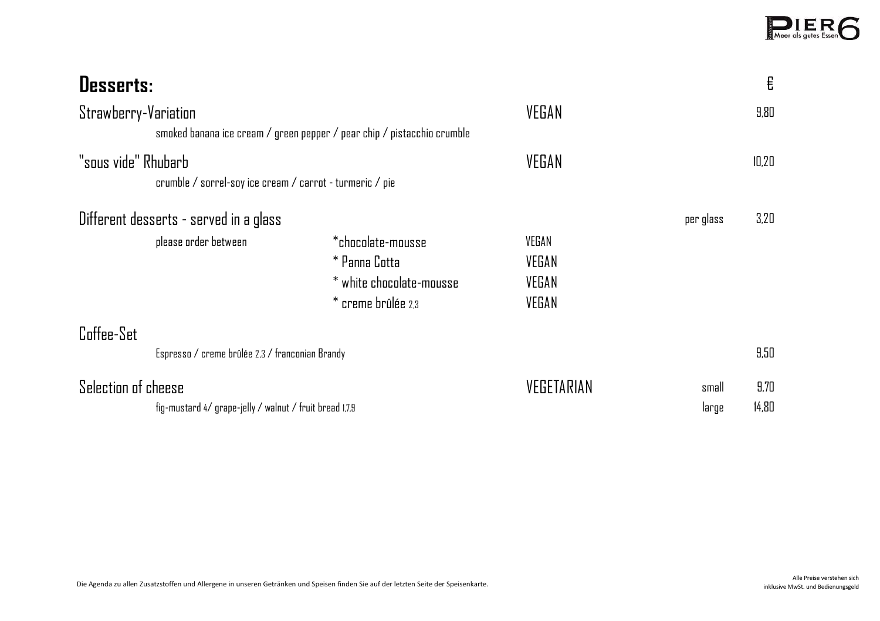## Desserts:

| | | | | € |
|---|---|---|---|---|
| **Strawberry-Variation** | | VEGAN | | 9,80 |
| smoked banana ice cream / green pepper / pear chip / pistacchio crumble | | | | |
| **"sous vide" Rhubarb** | | VEGAN | | 10,20 |
| crumble / sorrel-soy ice cream / carrot - turmeric / pie | | | | |
| **Different desserts - served in a glass** | | | per glass | 3,20 |
| please order between | *chocolate-mousse | VEGAN | | |
| | * Panna Cotta | VEGAN | | |
| | * white chocolate-mousse | VEGAN | | |
| | * creme brûlée 2,3 | VEGAN | | |
| **Coffee-Set** | | | | |
| Espresso / creme brûlée 2,3 / franconian Brandy | | | | 9,50 |
| **Selection of cheese** | | VEGETARIAN | small | 9,70 |
| fig-mustard 4/ grape-jelly / walnut / fruit bread 1,7,9 | | | large | 14,80 |

Die Agenda zu allen Zusatzstoffen und Allergene in unseren Getränken und Speisen finden Sie auf der letzten Seite der Speisenkarte.

Alle Preise verstehen sich inklusive MwSt. und Bedienungsgeld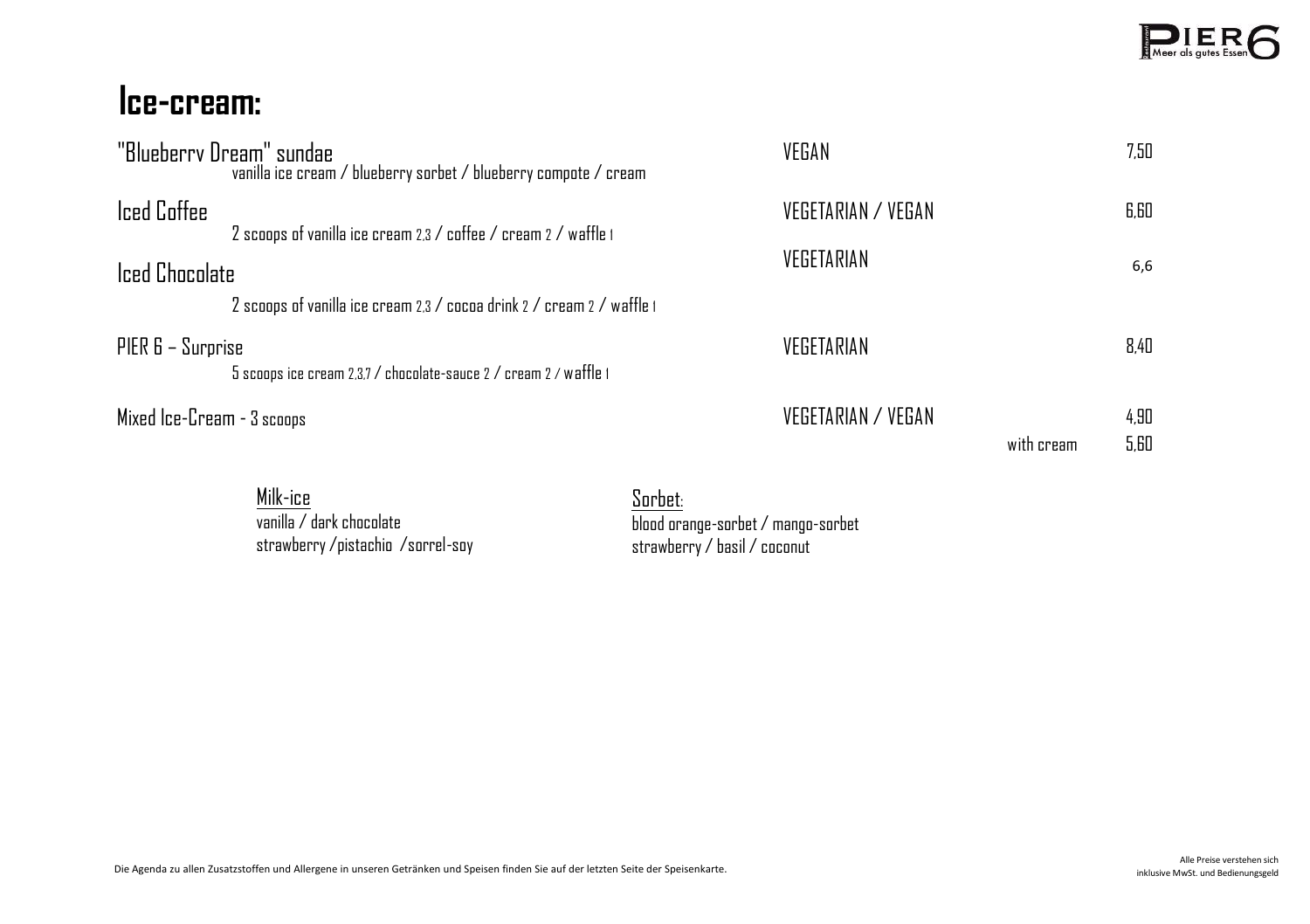# Ice-cream:

| | | | |
|---|---|---|---|
| "Blueberry Dream" sundae<br>vanilla ice cream / blueberry sorbet / blueberry compote / cream | VEGAN | | 7,50 |
| Iced Coffee<br>2 scoops of vanilla ice cream 2,3 / coffee / cream 2 / waffle 1 | VEGETARIAN / VEGAN | | 6,60 |
| Iced Chocolate<br>2 scoops of vanilla ice cream 2,3 / cocoa drink 2 / cream 2 / waffle 1 | VEGETARIAN | | 6,6 |
| PIER 6 – Surprise<br>5 scoops ice cream 2,3,7 / chocolate-sauce 2 / cream 2 / waffle 1 | VEGETARIAN | | 8,40 |
| Mixed Ice-Cream - 3 scoops | VEGETARIAN / VEGAN | | 4,90 |
| | | with cream | 5,60 |

Milk-ice
vanilla / dark chocolate
strawberry /pistachio /sorrel-soy

Sorbet:
blood orange-sorbet / mango-sorbet
strawberry / basil / coconut

Die Agenda zu allen Zusatzstoffen und Allergene in unseren Getränken und Speisen finden Sie auf der letzten Seite der Speisenkarte.

Alle Preise verstehen sich inklusive MwSt. und Bedienungsgeld